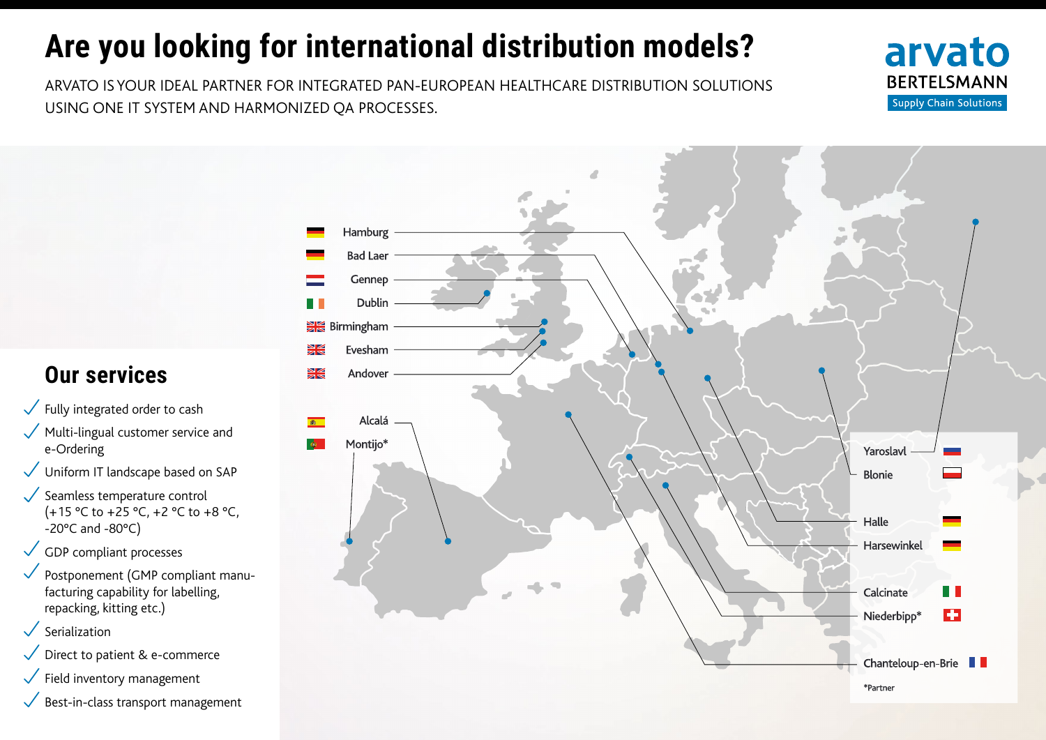# Are you looking for international distribution models?

ARVATO IS YOUR IDEAL PARTNER FOR INTEGRATED PAN-EUROPEAN HEALTHCARE DISTRIBUTION SOLUTIONS USING ONE IT SYSTEM AND HARMONIZED QA PROCESSES.

arvato BERTELSMANN Supply Chain Solutions

## Our services

- Fully integrated order to cash
- Multi-lingual customer service and e-Ordering
- Uniform IT landscape based on SAP
- Seamless temperature control (+15 °C to +25 °C, +2 °C to +8 °C, -20°C and -80°C)
- GDP compliant processes
- Postponement (GMP compliant manufacturing capability for labelling, repacking, kitting etc.)
- Serialization
- Direct to patient & e-commerce
- Field inventory management
- Best-in-class transport management

Hamburg
Bad Laer
Gennep
Dublin
Birmingham
Evesham
Andover

Alcalá
Montijo*

Yaroslavl
Blonie
Halle
Harsewinkel
Calcinate
Niederbipp*
Chanteloup-en-Brie

*Partner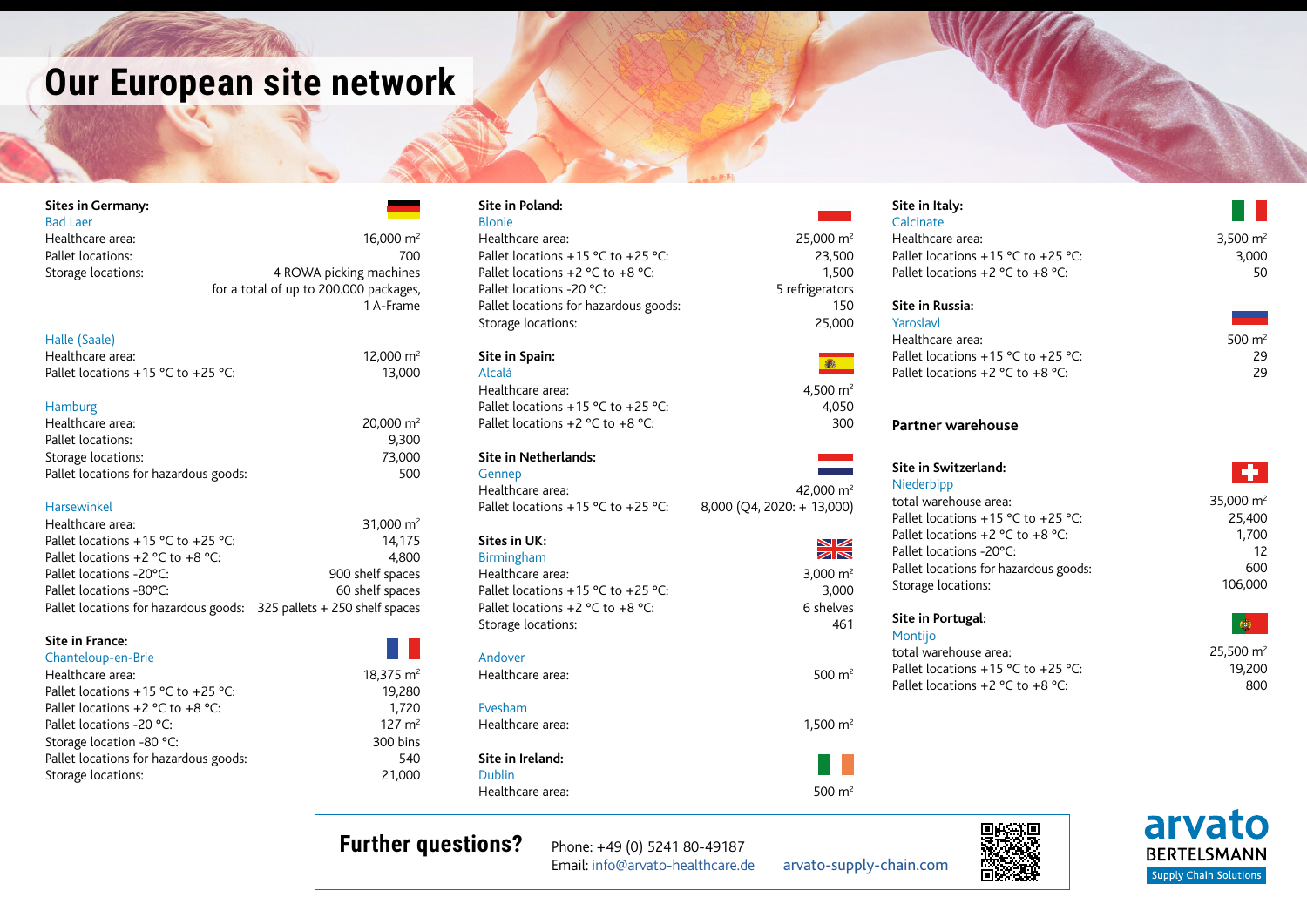# Our European site network

**Sites in Germany:**

Bad Laer

| | |
|---|---|
| Healthcare area: | 16,000 m² |
| Pallet locations: | 700 |
| Storage locations: | 4 ROWA picking machines for a total of up to 200.000 packages, 1 A-Frame |

Halle (Saale)

| | |
|---|---|
| Healthcare area: | 12,000 m² |
| Pallet locations +15 °C to +25 °C: | 13,000 |

Hamburg

| | |
|---|---|
| Healthcare area: | 20,000 m² |
| Pallet locations: | 9,300 |
| Storage locations: | 73,000 |
| Pallet locations for hazardous goods: | 500 |

Harsewinkel

| | |
|---|---|
| Healthcare area: | 31,000 m² |
| Pallet locations +15 °C to +25 °C: | 14,175 |
| Pallet locations +2 °C to +8 °C: | 4,800 |
| Pallet locations -20°C: | 900 shelf spaces |
| Pallet locations -80°C: | 60 shelf spaces |
| Pallet locations for hazardous goods: | 325 pallets + 250 shelf spaces |

**Site in France:**

Chanteloup-en-Brie

| | |
|---|---|
| Healthcare area: | 18,375 m² |
| Pallet locations +15 °C to +25 °C: | 19,280 |
| Pallet locations +2 °C to +8 °C: | 1,720 |
| Pallet locations -20 °C: | 127 m² |
| Storage location -80 °C: | 300 bins |
| Pallet locations for hazardous goods: | 540 |
| Storage locations: | 21,000 |

**Site in Poland:**

Blonie

| | |
|---|---|
| Healthcare area: | 25,000 m² |
| Pallet locations +15 °C to +25 °C: | 23,500 |
| Pallet locations +2 °C to +8 °C: | 1,500 |
| Pallet locations -20 °C: | 5 refrigerators |
| Pallet locations for hazardous goods: | 150 |
| Storage locations: | 25,000 |

**Site in Spain:**

Alcalá

| | |
|---|---|
| Healthcare area: | 4,500 m² |
| Pallet locations +15 °C to +25 °C: | 4,050 |
| Pallet locations +2 °C to +8 °C: | 300 |

**Site in Netherlands:**

Gennep

| | |
|---|---|
| Healthcare area: | 42,000 m² |
| Pallet locations +15 °C to +25 °C: | 8,000 (Q4, 2020: + 13,000) |

**Sites in UK:**

Birmingham

| | |
|---|---|
| Healthcare area: | 3,000 m² |
| Pallet locations +15 °C to +25 °C: | 3,000 |
| Pallet locations +2 °C to +8 °C: | 6 shelves |
| Storage locations: | 461 |

Andover

| | |
|---|---|
| Healthcare area: | 500 m² |

Evesham

| | |
|---|---|
| Healthcare area: | 1,500 m² |

**Site in Ireland:**

Dublin

| | |
|---|---|
| Healthcare area: | 500 m² |

**Site in Italy:**

Calcinate

| | |
|---|---|
| Healthcare area: | 3,500 m² |
| Pallet locations +15 °C to +25 °C: | 3,000 |
| Pallet locations +2 °C to +8 °C: | 50 |

**Site in Russia:**

Yaroslavl

| | |
|---|---|
| Healthcare area: | 500 m² |
| Pallet locations +15 °C to +25 °C: | 29 |
| Pallet locations +2 °C to +8 °C: | 29 |

## Partner warehouse

**Site in Switzerland:**

Niederbipp

| | |
|---|---|
| total warehouse area: | 35,000 m² |
| Pallet locations +15 °C to +25 °C: | 25,400 |
| Pallet locations +2 °C to +8 °C: | 1,700 |
| Pallet locations -20°C: | 12 |
| Pallet locations for hazardous goods: | 600 |
| Storage locations: | 106,000 |

**Site in Portugal:**

Montijo

| | |
|---|---|
| total warehouse area: | 25,500 m² |
| Pallet locations +15 °C to +25 °C: | 19,200 |
| Pallet locations +2 °C to +8 °C: | 800 |

**Further questions?**

Phone: +49 (0) 5241 80-49187
Email: info@arvato-healthcare.de

arvato-supply-chain.com

arvato BERTELSMANN Supply Chain Solutions